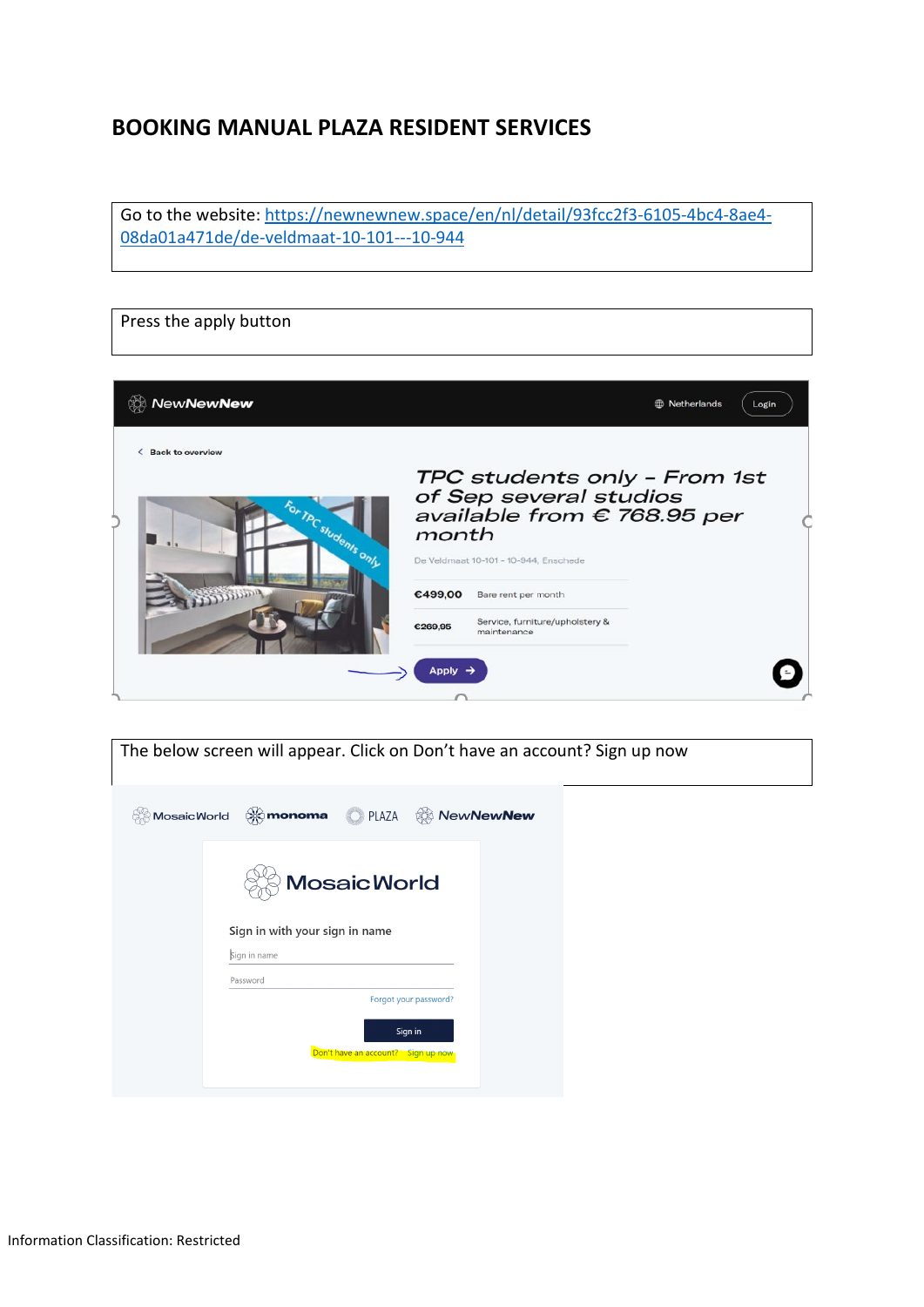# BOOKING MANUAL PLAZA RESIDENT SERVICES

Go to the website: https://newnewnew.space/en/nl/detail/93fcc2f3-6105-4bc4-8ae4-08da01a471de/de-veldmaat-10-101---10-944

Press the apply button

The below screen will appear. Click on Don't have an account? Sign up now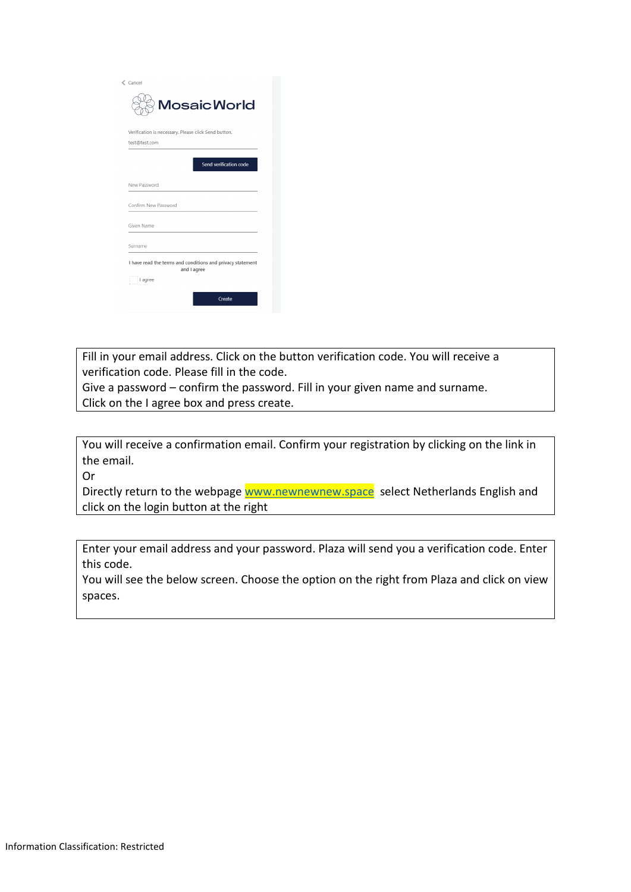Cancel

MosaicWorld

Verification is necessary. Please click Send button.

test@test.com

Send verification code

New Password

Confirm New Password

Given Name

Surname

I have read the terms and conditions and privacy statement and I agree

I agree

Create

Fill in your email address. Click on the button verification code. You will receive a verification code. Please fill in the code.
Give a password – confirm the password. Fill in your given name and surname.
Click on the I agree box and press create.

You will receive a confirmation email. Confirm your registration by clicking on the link in the email.
Or
Directly return to the webpage [www.newnewnew.space](http://www.newnewnew.space) select Netherlands English and click on the login button at the right

Enter your email address and your password. Plaza will send you a verification code. Enter this code.
You will see the below screen. Choose the option on the right from Plaza and click on view spaces.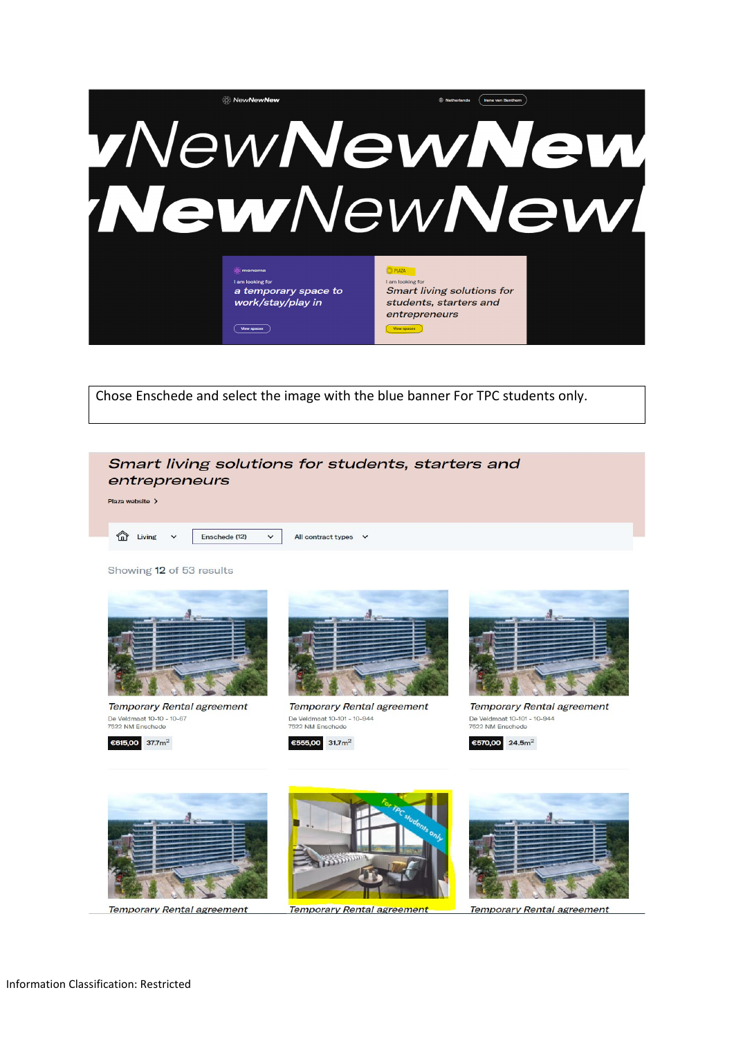NewNewNew

Netherlands | Irene van Benthem

NewNewNew
NewNewNew

monoma
I am looking for
a temporary space to work/stay/play in
View spaces

PLAZA
I am looking for
Smart living solutions for students, starters and entrepreneurs
View spaces

Chose Enschede and select the image with the blue banner For TPC students only.

Smart living solutions for students, starters and entrepreneurs

Plaza website >

Living | Enschede (12) | All contract types

Showing 12 of 53 results

Temporary Rental agreement
De Veldmaat 10-10 - 10-67
7522 NM Enschede
€615,00 | 37.7m²

Temporary Rental agreement
De Veldmaat 10-101 - 10-944
7522 NM Enschede
€555,00 | 31.7m²

Temporary Rental agreement
De Veldmaat 10-101 - 10-944
7522 NM Enschede
€570,00 | 24.5m²

For TPC students only

Temporary Rental agreement

Temporary Rental agreement

Temporary Rental agreement

Information Classification: Restricted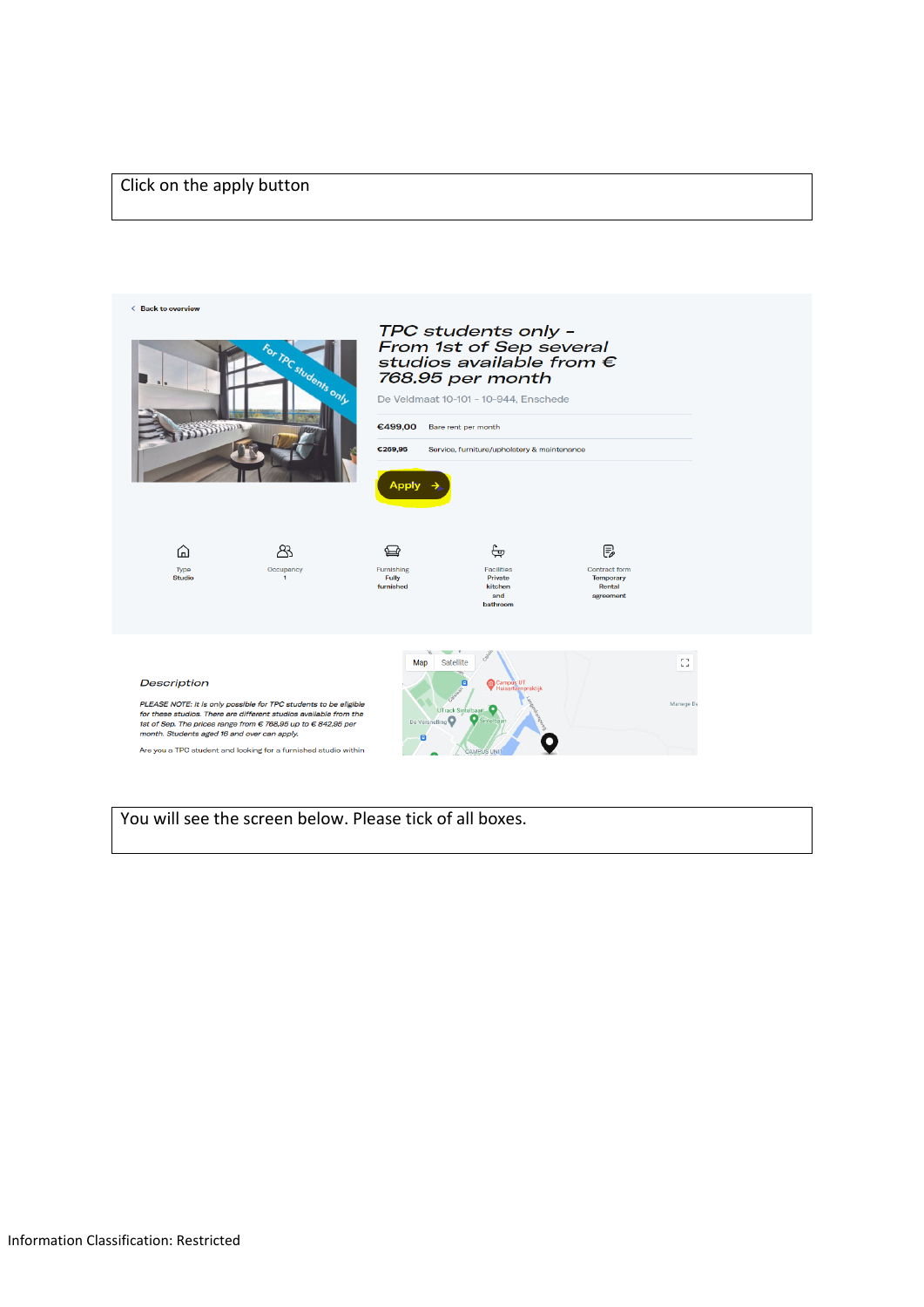Click on the apply button

‹ Back to overview

*TPC students only – From 1st of Sep several studios available from € 768.95 per month*

For TPC students only

De Veldmaat 10-101 - 10-944, Enschede

| | |
|---|---|
| €499,00 | Bare rent per month |
| €269,95 | Service, furniture/upholstery & maintenance |

Apply →

| Type | Occupancy | Furnishing | Facilities | Contract form |
|---|---|---|---|---|
| Studio | 1 | Fully furnished | Private kitchen and bathroom | Temporary Rental agreement |

*Description*

*PLEASE NOTE: It is only possible for TPC students to be eligible for these studios. There are different studios available from the 1st of Sep. The prices range from € 768,95 up to € 842,95 per month. Students aged 16 and over can apply.*

Are you a TPC student and looking for a furnished studio within

Map Satellite

You will see the screen below. Please tick of all boxes.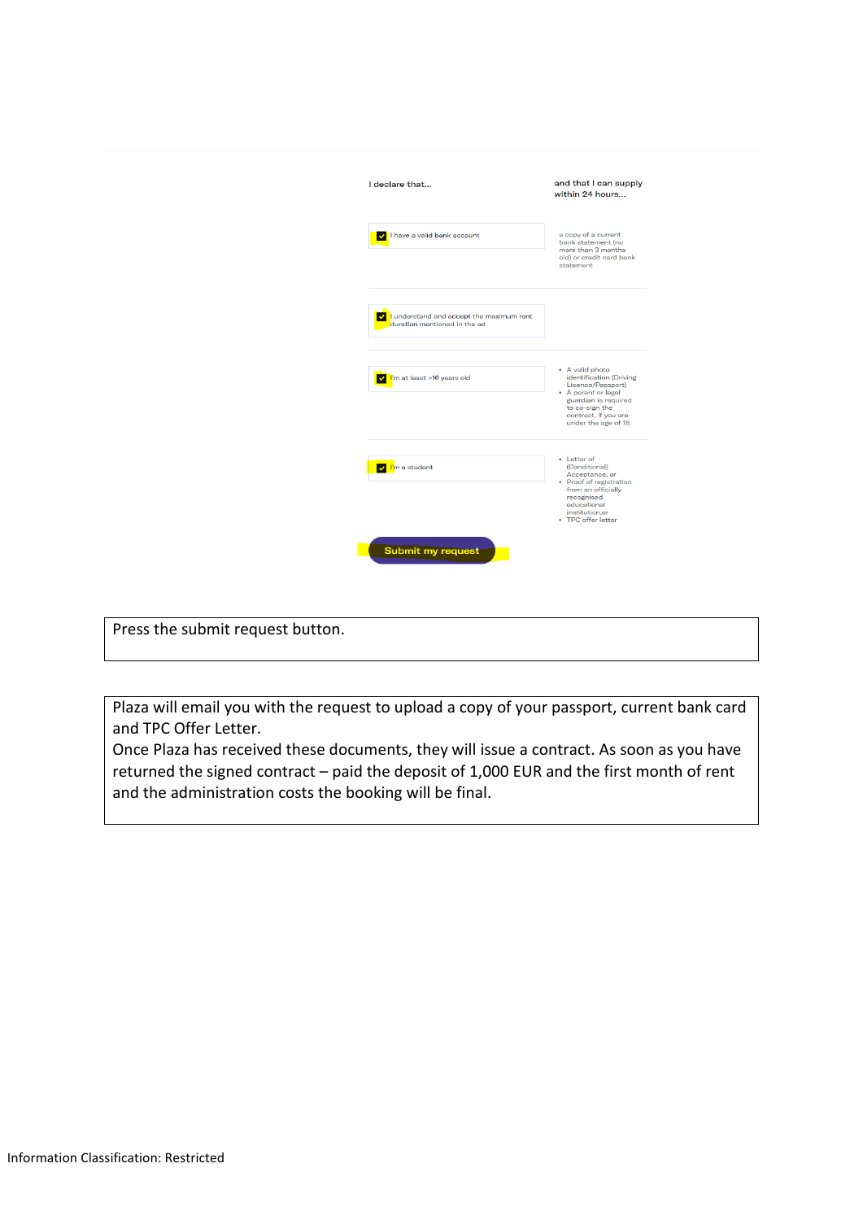| I declare that... | and that I can supply within 24 hours... |
|---|---|
| ☑ I have a valid bank account | a copy of a current bank statement (no more than 3 months old) or credit card bank statement |
| ☑ I understand and accept the maximum rent duration mentioned in the ad | |
| ☑ I'm at least >16 years old | • A valid photo identification (Driving Licence/Passport)<br>• A parent or legal guardian is required to co-sign the contract, if you are under the age of 18. |
| ☑ I'm a student | • Letter of (Conditional) Acceptance, or<br>• Proof of registration from an officially recognised educational institution,or<br>• TPC offer letter |

**Submit my request**

| |
|---|
| Press the submit request button. |

| |
|---|
| Plaza will email you with the request to upload a copy of your passport, current bank card and TPC Offer Letter.<br>Once Plaza has received these documents, they will issue a contract. As soon as you have returned the signed contract – paid the deposit of 1,000 EUR and the first month of rent and the administration costs the booking will be final. |

Information Classification: Restricted